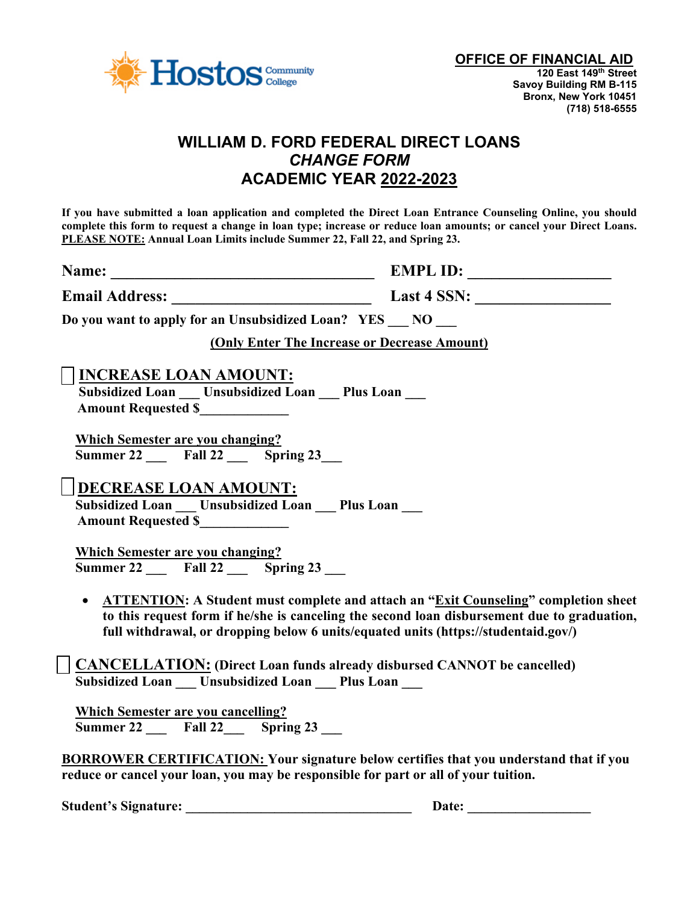**OFFICE OF FINANCIAL AID**
**120 East 149th Street**
**Savoy Building RM B-115**
**Bronx, New York 10451**
**(718) 518-6555**

# WILLIAM D. FORD FEDERAL DIRECT LOANS
## *CHANGE FORM*
## ACADEMIC YEAR 2022-2023

**If you have submitted a loan application and completed the Direct Loan Entrance Counseling Online, you should complete this form to request a change in loan type; increase or reduce loan amounts; or cancel your Direct Loans. PLEASE NOTE: Annual Loan Limits include Summer 22, Fall 22, and Spring 23.**

**Name: ___________________________________ EMPL ID: ___________________**

**Email Address: ___________________________ Last 4 SSN: _________________**

**Do you want to apply for an Unsubsidized Loan? YES ___ NO ___**

**(Only Enter The Increase or Decrease Amount)**

☐ **INCREASE LOAN AMOUNT:**
**Subsidized Loan ___ Unsubsidized Loan ___ Plus Loan ___**
**Amount Requested $_____________**

**Which Semester are you changing?**
**Summer 22 ___ Fall 22 ___ Spring 23___**

☐ **DECREASE LOAN AMOUNT:**
**Subsidized Loan ___ Unsubsidized Loan ___ Plus Loan ___**
**Amount Requested $_____________**

**Which Semester are you changing?**
**Summer 22 ___ Fall 22 ___ Spring 23 ___**

- **ATTENTION: A Student must complete and attach an "Exit Counseling" completion sheet to this request form if he/she is canceling the second loan disbursement due to graduation, full withdrawal, or dropping below 6 units/equated units (https://studentaid.gov/)**

☐ **CANCELLATION: (Direct Loan funds already disbursed CANNOT be cancelled)**
**Subsidized Loan ___ Unsubsidized Loan ___ Plus Loan ___**

**Which Semester are you cancelling?**
**Summer 22 ___ Fall 22___ Spring 23 ___**

**BORROWER CERTIFICATION: Your signature below certifies that you understand that if you reduce or cancel your loan, you may be responsible for part or all of your tuition.**

**Student's Signature: __________________________________ Date: ___________________**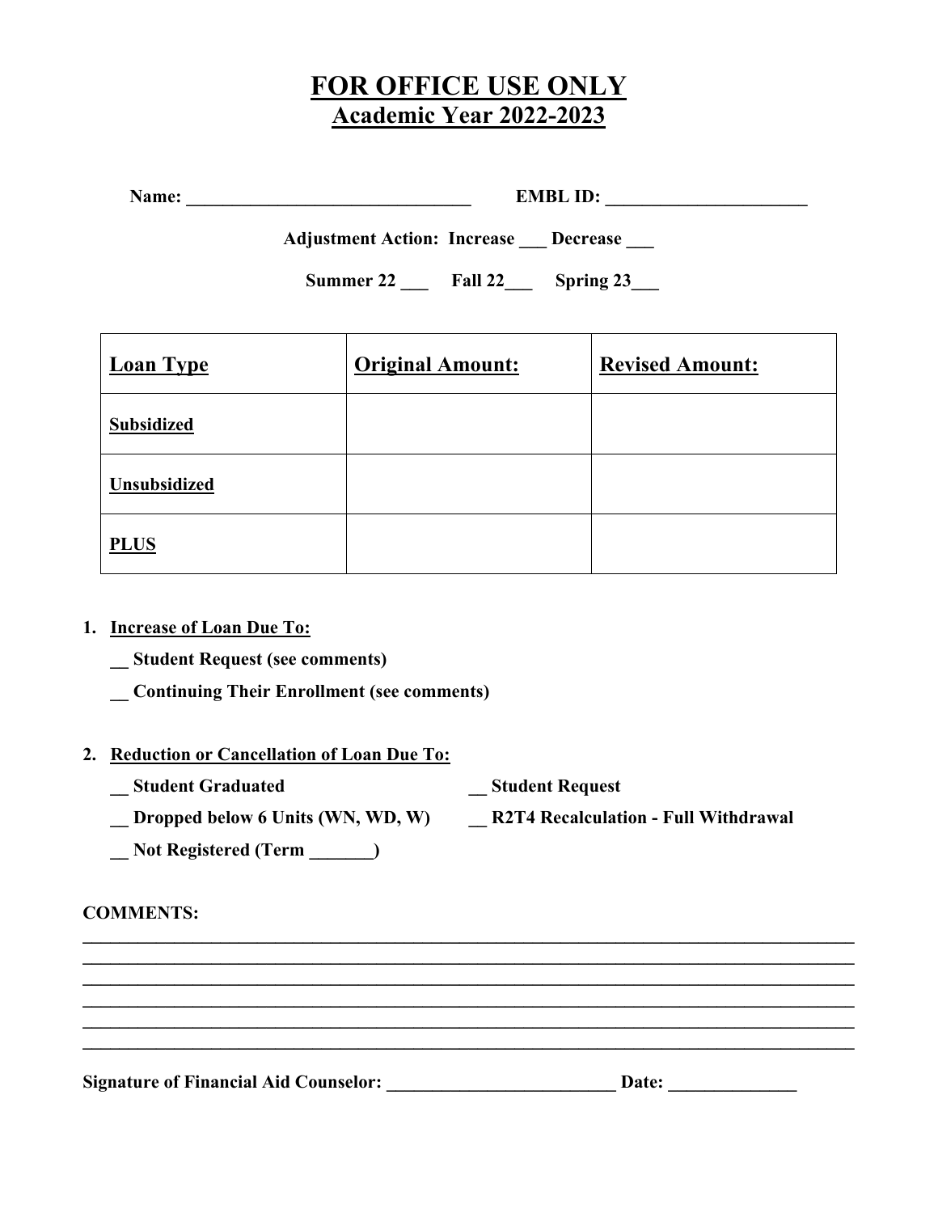# FOR OFFICE USE ONLY

## Academic Year 2022-2023

**Name:** ______________________________ **EMBL ID:** ______________________

**Adjustment Action: Increase ___ Decrease ___**

**Summer 22 ___ Fall 22___ Spring 23___**

| Loan Type | Original Amount: | Revised Amount: |
|---|---|---|
| Subsidized | | |
| Unsubsidized | | |
| PLUS | | |

1. **Increase of Loan Due To:**
   - **__ Student Request (see comments)**
   - **__ Continuing Their Enrollment (see comments)**

2. **Reduction or Cancellation of Loan Due To:**
   - **__ Student Graduated**
   - **__ Student Request**
   - **__ Dropped below 6 Units (WN, WD, W)**
   - **__ R2T4 Recalculation - Full Withdrawal**
   - **__ Not Registered (Term _______)**

**COMMENTS:**

______________________________________________________________________________

______________________________________________________________________________

______________________________________________________________________________

______________________________________________________________________________

______________________________________________________________________________

______________________________________________________________________________

**Signature of Financial Aid Counselor:** __________________________ **Date:** ______________